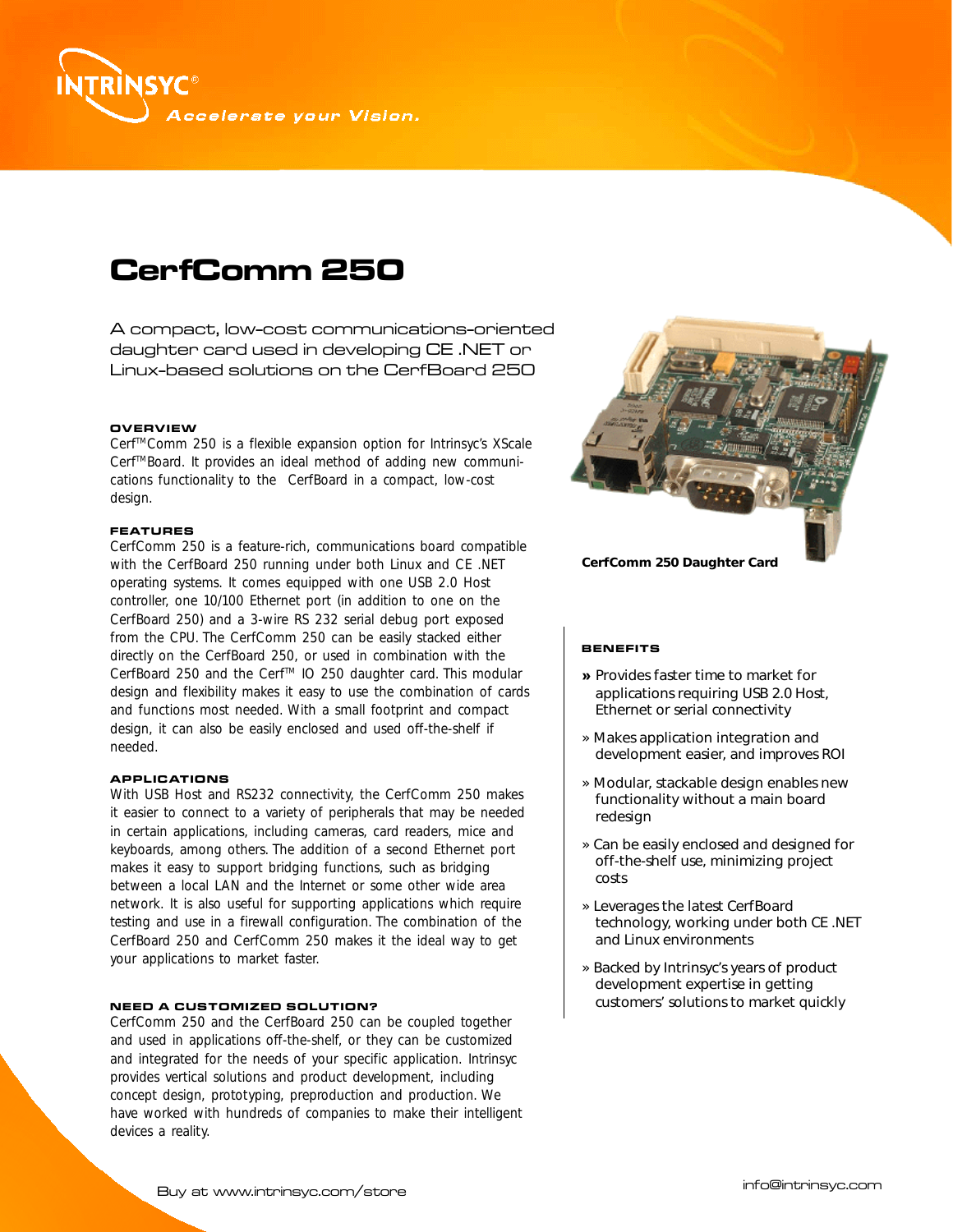INTRINSYC®

*Accelerate your Vision.*

# CerfComm 250

A compact, low-cost communications-oriented daughter card used in developing CE .NET or Linux-based solutions on the CerfBoard 250

## OVERVIEW

Cerf™Comm 250 is a flexible expansion option for Intrinsyc's XScale Cerf™Board. It provides an ideal method of adding new communications functionality to the CerfBoard in a compact, low-cost design.

## FEATURES

CerfComm 250 is a feature-rich, communications board compatible with the CerfBoard 250 running under both Linux and CE .NET operating systems. It comes equipped with one USB 2.0 Host controller, one 10/100 Ethernet port (in addition to one on the CerfBoard 250) and a 3-wire RS 232 serial debug port exposed from the CPU. The CerfComm 250 can be easily stacked either directly on the CerfBoard 250, or used in combination with the CerfBoard 250 and the Cerf™ IO 250 daughter card. This modular design and flexibility makes it easy to use the combination of cards and functions most needed. With a small footprint and compact design, it can also be easily enclosed and used off-the-shelf if needed.

## APPLICATIONS

With USB Host and RS232 connectivity, the CerfComm 250 makes it easier to connect to a variety of peripherals that may be needed in certain applications, including cameras, card readers, mice and keyboards, among others. The addition of a second Ethernet port makes it easy to support bridging functions, such as bridging between a local LAN and the Internet or some other wide area network. It is also useful for supporting applications which require testing and use in a firewall configuration. The combination of the CerfBoard 250 and CerfComm 250 makes it the ideal way to get your applications to market faster.

## NEED A CUSTOMIZED SOLUTION?

CerfComm 250 and the CerfBoard 250 can be coupled together and used in applications off-the-shelf, or they can be customized and integrated for the needs of your specific application. Intrinsyc provides vertical solutions and product development, including concept design, prototyping, preproduction and production. We have worked with hundreds of companies to make their intelligent devices a reality.

**CerfComm 250 Daughter Card**

## BENEFITS

» Provides faster time to market for applications requiring USB 2.0 Host, Ethernet or serial connectivity

» Makes application integration and development easier, and improves ROI

» Modular, stackable design enables new functionality without a main board redesign

» Can be easily enclosed and designed for off-the-shelf use, minimizing project costs

» Leverages the latest CerfBoard technology, working under both CE .NET and Linux environments

» Backed by Intrinsyc's years of product development expertise in getting customers' solutions to market quickly

Buy at www.intrinsyc.com/store

info@intrinsyc.com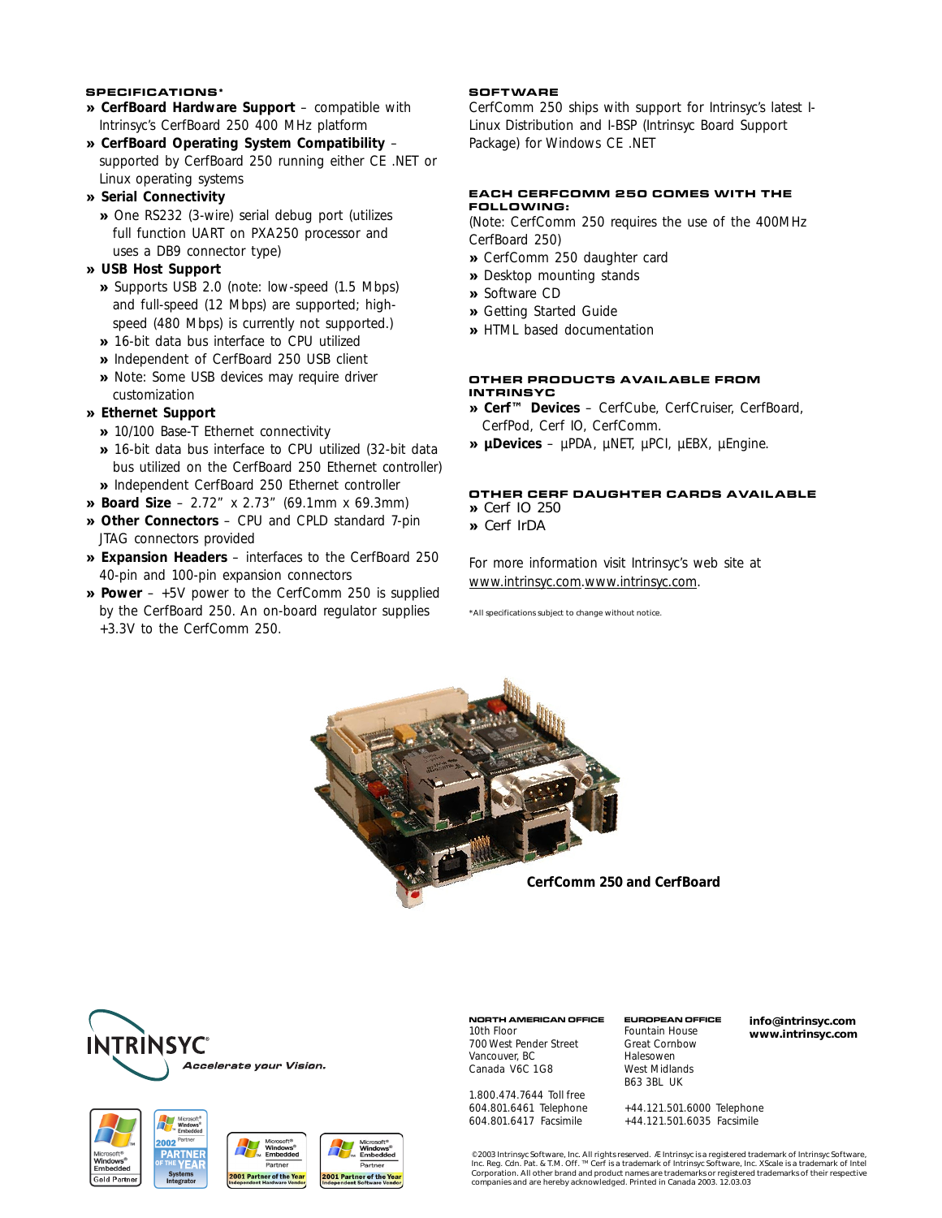## SPECIFICATIONS*

» **CerfBoard Hardware Support** – compatible with Intrinsyc's CerfBoard 250 400 MHz platform

» **CerfBoard Operating System Compatibility** – supported by CerfBoard 250 running either CE .NET or Linux operating systems

» **Serial Connectivity**
  - » One RS232 (3-wire) serial debug port (utilizes full function UART on PXA250 processor and uses a DB9 connector type)

» **USB Host Support**
  - » Supports USB 2.0 (note: low-speed (1.5 Mbps) and full-speed (12 Mbps) are supported; high-speed (480 Mbps) is currently not supported.)
  - » 16-bit data bus interface to CPU utilized
  - » Independent of CerfBoard 250 USB client
  - » Note: Some USB devices may require driver customization

» **Ethernet Support**
  - » 10/100 Base-T Ethernet connectivity
  - » 16-bit data bus interface to CPU utilized (32-bit data bus utilized on the CerfBoard 250 Ethernet controller)
  - » Independent CerfBoard 250 Ethernet controller

» **Board Size** – 2.72" x 2.73" (69.1mm x 69.3mm)

» **Other Connectors** – CPU and CPLD standard 7-pin JTAG connectors provided

» **Expansion Headers** – interfaces to the CerfBoard 250 40-pin and 100-pin expansion connectors

» **Power** – +5V power to the CerfComm 250 is supplied by the CerfBoard 250. An on-board regulator supplies +3.3V to the CerfComm 250.

## SOFTWARE

CerfComm 250 ships with support for Intrinsyc's latest I-Linux Distribution and I-BSP (Intrinsyc Board Support Package) for Windows CE .NET

## EACH CERFCOMM 250 COMES WITH THE FOLLOWING:

(Note: CerfComm 250 requires the use of the 400MHz CerfBoard 250)

» CerfComm 250 daughter card
» Desktop mounting stands
» Software CD
» Getting Started Guide
» HTML based documentation

## OTHER PRODUCTS AVAILABLE FROM INTRINSYC

» **Cerf™ Devices** – CerfCube, CerfCruiser, CerfBoard, CerfPod, Cerf IO, CerfComm.
» **µDevices** – µPDA, µNET, µPCI, µEBX, µEngine.

## OTHER CERF DAUGHTER CARDS AVAILABLE

» Cerf IO 250
» Cerf IrDA

For more information visit Intrinsyc's web site at www.intrinsyc.com.www.intrinsyc.com.

*All specifications subject to change without notice.

**CerfComm 250 and CerfBoard**

INTRINSYC® *Accelerate your Vision.*

**NORTH AMERICAN OFFICE**
10th Floor
700 West Pender Street
Vancouver, BC
Canada V6C 1G8

1.800.474.7644 Toll free
604.801.6461 Telephone
604.801.6417 Facsimile

**EUROPEAN OFFICE**
Fountain House
Great Cornbow
Halesowen
West Midlands
B63 3BL UK

+44.121.501.6000 Telephone
+44.121.501.6035 Facsimile

**info@intrinsyc.com**
**www.intrinsyc.com**

©2003 Intrinsyc Software, Inc. All rights reserved. Æ Intrinsyc is a registered trademark of Intrinsyc Software, Inc. Reg. Cdn. Pat. & T.M. Off. ™ Cerf is a trademark of Intrinsyc Software, Inc. XScale is a trademark of Intel Corporation. All other brand and product names are trademarks or registered trademarks of their respective companies and are hereby acknowledged. Printed in Canada 2003. 12.03.03